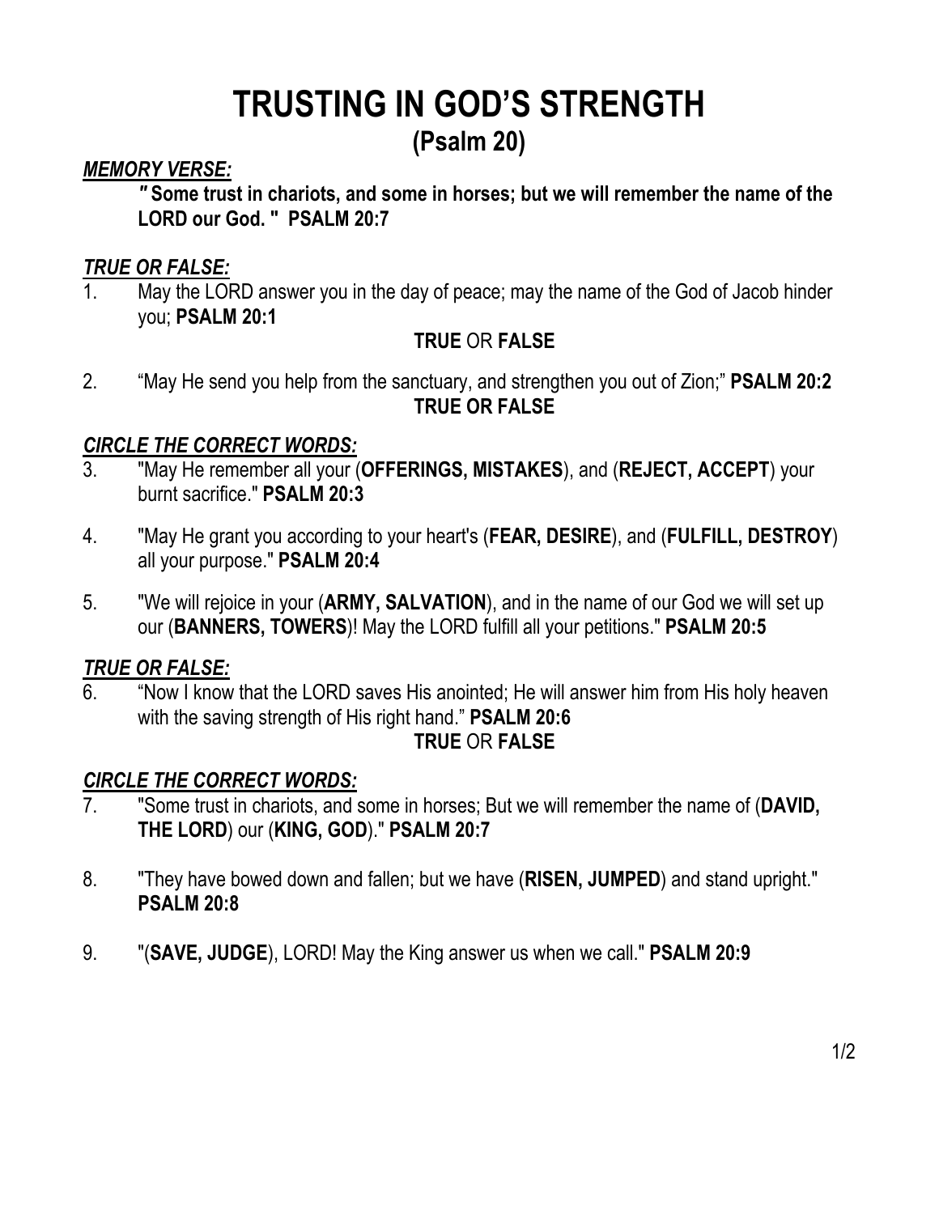# TRUSTING IN GOD'S STRENGTH
## (Psalm 20)

***MEMORY VERSE:***

**" Some trust in chariots, and some in horses; but we will remember the name of the LORD our God. " PSALM 20:7**

***TRUE OR FALSE:***

1. May the LORD answer you in the day of peace; may the name of the God of Jacob hinder you; **PSALM 20:1**

   **TRUE** OR **FALSE**

2. "May He send you help from the sanctuary, and strengthen you out of Zion;" **PSALM 20:2**

   **TRUE OR FALSE**

***CIRCLE THE CORRECT WORDS:***

3. "May He remember all your (**OFFERINGS, MISTAKES**), and (**REJECT, ACCEPT**) your burnt sacrifice." **PSALM 20:3**

4. "May He grant you according to your heart's (**FEAR, DESIRE**), and (**FULFILL, DESTROY**) all your purpose." **PSALM 20:4**

5. "We will rejoice in your (**ARMY, SALVATION**), and in the name of our God we will set up our (**BANNERS, TOWERS**)! May the LORD fulfill all your petitions." **PSALM 20:5**

***TRUE OR FALSE:***

6. "Now I know that the LORD saves His anointed; He will answer him from His holy heaven with the saving strength of His right hand." **PSALM 20:6**

   **TRUE** OR **FALSE**

***CIRCLE THE CORRECT WORDS:***

7. "Some trust in chariots, and some in horses; But we will remember the name of (**DAVID, THE LORD**) our (**KING, GOD**)." **PSALM 20:7**

8. "They have bowed down and fallen; but we have (**RISEN, JUMPED**) and stand upright." **PSALM 20:8**

9. "(**SAVE, JUDGE**), LORD! May the King answer us when we call." **PSALM 20:9**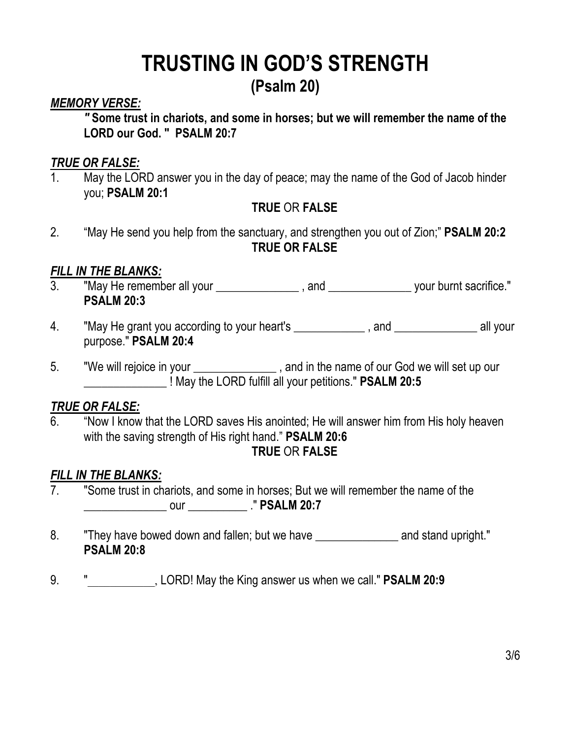# TRUSTING IN GOD'S STRENGTH
## (Psalm 20)

***MEMORY VERSE:***

**" Some trust in chariots, and some in horses; but we will remember the name of the LORD our God. " PSALM 20:7**

***TRUE OR FALSE:***

1. May the LORD answer you in the day of peace; may the name of the God of Jacob hinder you; **PSALM 20:1**

   **TRUE** OR **FALSE**

2. "May He send you help from the sanctuary, and strengthen you out of Zion;" **PSALM 20:2**

   **TRUE OR FALSE**

***FILL IN THE BLANKS:***

3. "May He remember all your ______________ , and ______________ your burnt sacrifice." **PSALM 20:3**

4. "May He grant you according to your heart's ____________ , and ______________ all your purpose." **PSALM 20:4**

5. "We will rejoice in your ______________ , and in the name of our God we will set up our ______________ ! May the LORD fulfill all your petitions." **PSALM 20:5**

***TRUE OR FALSE:***

6. "Now I know that the LORD saves His anointed; He will answer him from His holy heaven with the saving strength of His right hand." **PSALM 20:6**

   **TRUE** OR **FALSE**

***FILL IN THE BLANKS:***

7. "Some trust in chariots, and some in horses; But we will remember the name of the ______________ our __________ ." **PSALM 20:7**

8. "They have bowed down and fallen; but we have ______________ and stand upright." **PSALM 20:8**

9. "___________, LORD! May the King answer us when we call." **PSALM 20:9**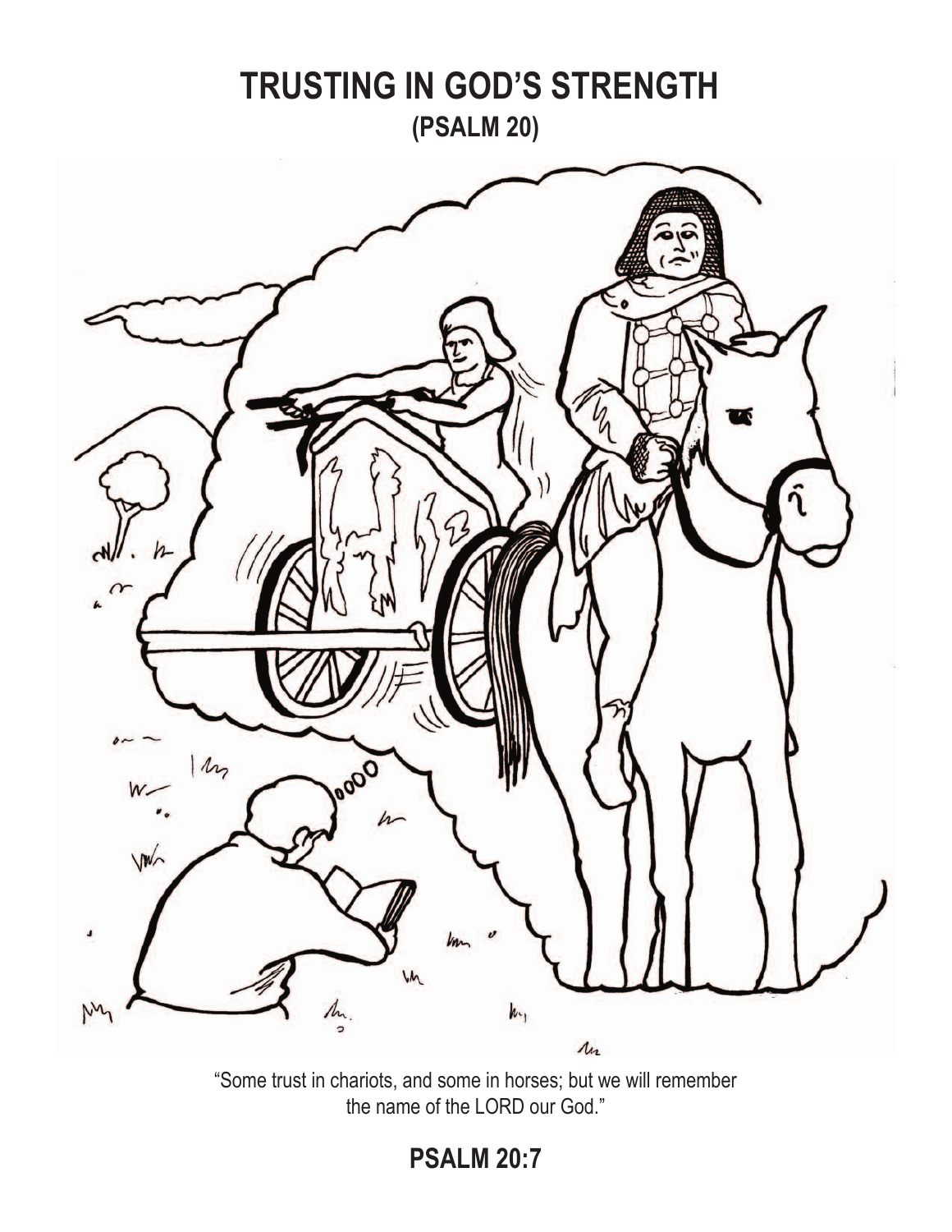# TRUSTING IN GOD'S STRENGTH

## (PSALM 20)

"Some trust in chariots, and some in horses; but we will remember the name of the LORD our God."

**PSALM 20:7**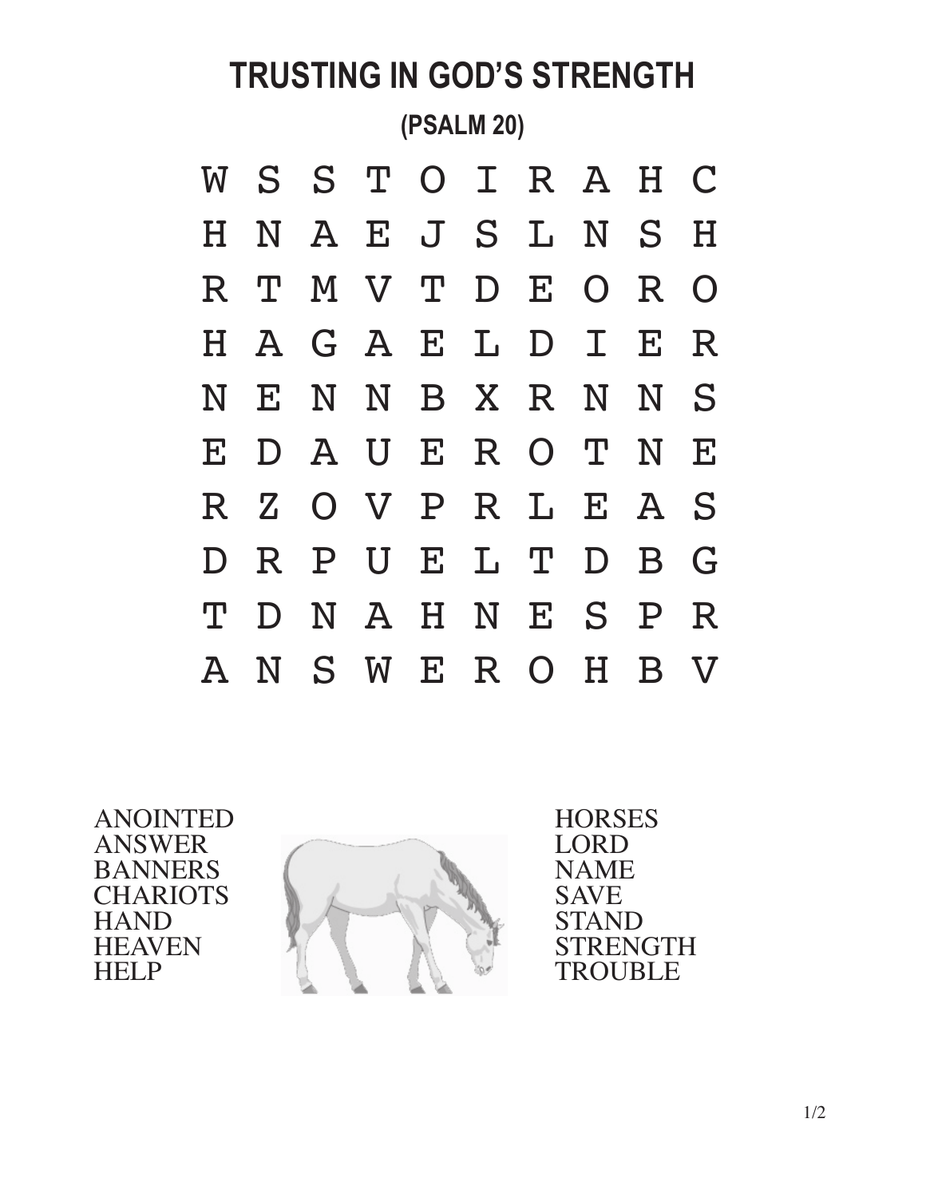# TRUSTING IN GOD'S STRENGTH

**(PSALM 20)**

```
W S S T O I R A H C
H N A E J S L N S H
R T M V T D E O R O
H A G A E L D I E R
N E N N B X R N N S
E D A U E R O T N E
R Z O V P R L E A S
D R P U E L T D B G
T D N A H N E S P R
A N S W E R O H B V
```

ANOINTED
ANSWER
BANNERS
CHARIOTS
HAND
HEAVEN
HELP

HORSES
LORD
NAME
SAVE
STAND
STRENGTH
TROUBLE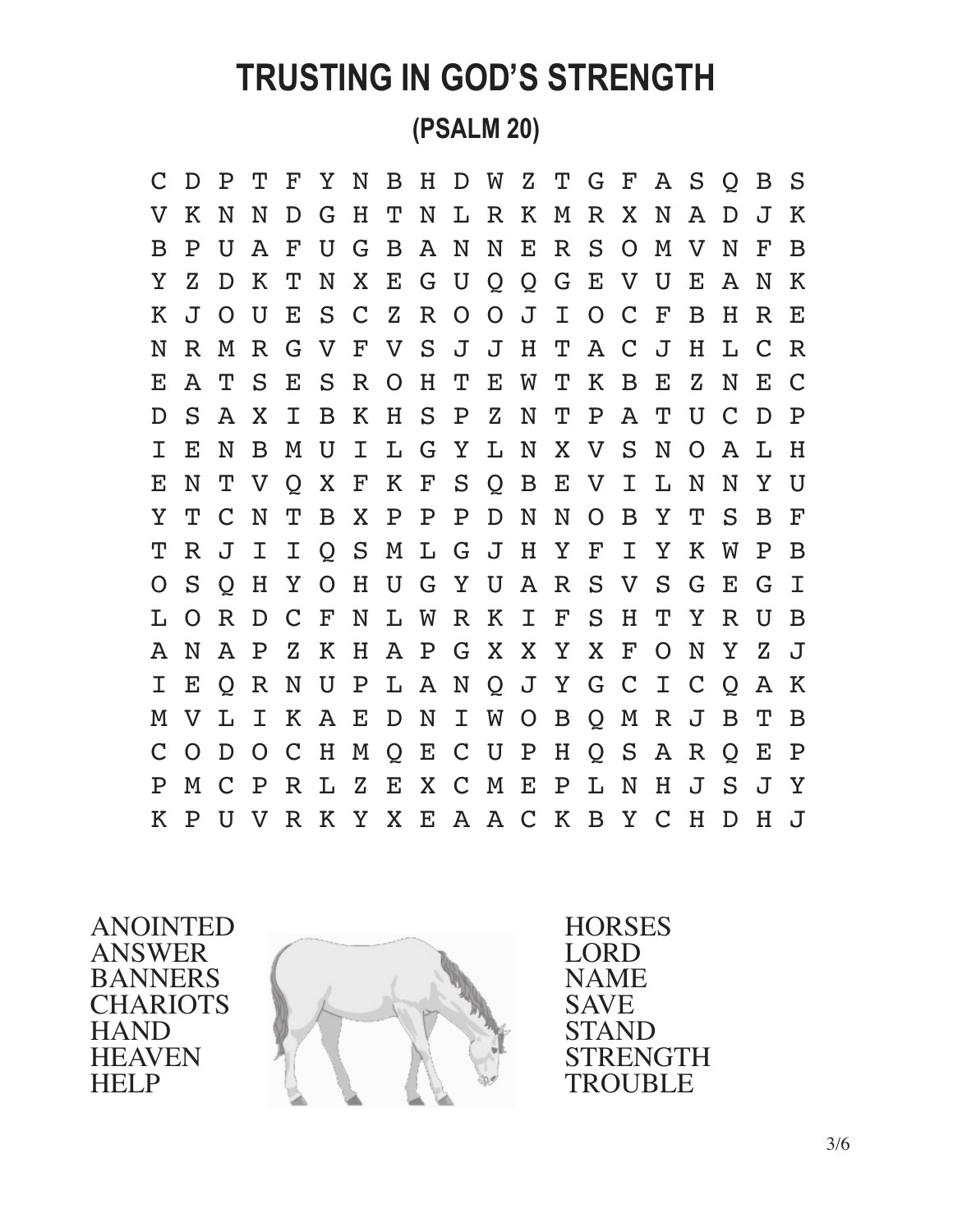# TRUSTING IN GOD'S STRENGTH

## (PSALM 20)

```
C D P T F Y N B H D W Z T G F A S Q B S
V K N N D G H T N L R K M R X N A D J K
B P U A F U G B A N N E R S O M V N F B
Y Z D K T N X E G U Q Q G E V U E A N K
K J O U E S C Z R O O J I O C F B H R E
N R M R G V F V S J J H T A C J H L C R
E A T S E S R O H T E W T K B E Z N E C
D S A X I B K H S P Z N T P A T U C D P
I E N B M U I L G Y L N X V S N O A L H
E N T V Q X F K F S Q B E V I L N N Y U
Y T C N T B X P P P D N N O B Y T S B F
T R J I I Q S M L G J H Y F I Y K W P B
O S Q H Y O H U G Y U A R S V S G E G I
L O R D C F N L W R K I F S H T Y R U B
A N A P Z K H A P G X X Y X F O N Y Z J
I E Q R N U P L A N Q J Y G C I C Q A K
M V L I K A E D N I W O B Q M R J B T B
C O D O C H M Q E C U P H Q S A R Q E P
P M C P R L Z E X C M E P L N H J S J Y
K P U V R K Y X E A A C K B Y C H D H J
```

ANOINTED
ANSWER
BANNERS
CHARIOTS
HAND
HEAVEN
HELP

HORSES
LORD
NAME
SAVE
STAND
STRENGTH
TROUBLE